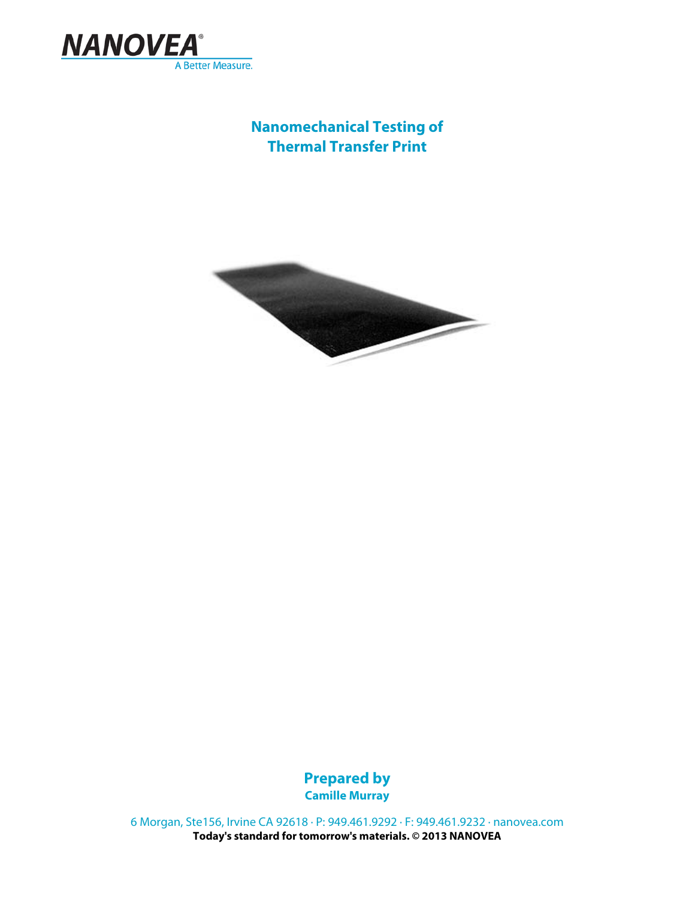NANOVEA

A Better Measure.

# Nanomechanical Testing of Thermal Transfer Print

**Prepared by**

**Camille Murray**

6 Morgan, Ste156, Irvine CA 92618 · P: 949.461.9292 · F: 949.461.9232 · nanovea.com

**Today's standard for tomorrow's materials. © 2013 NANOVEA**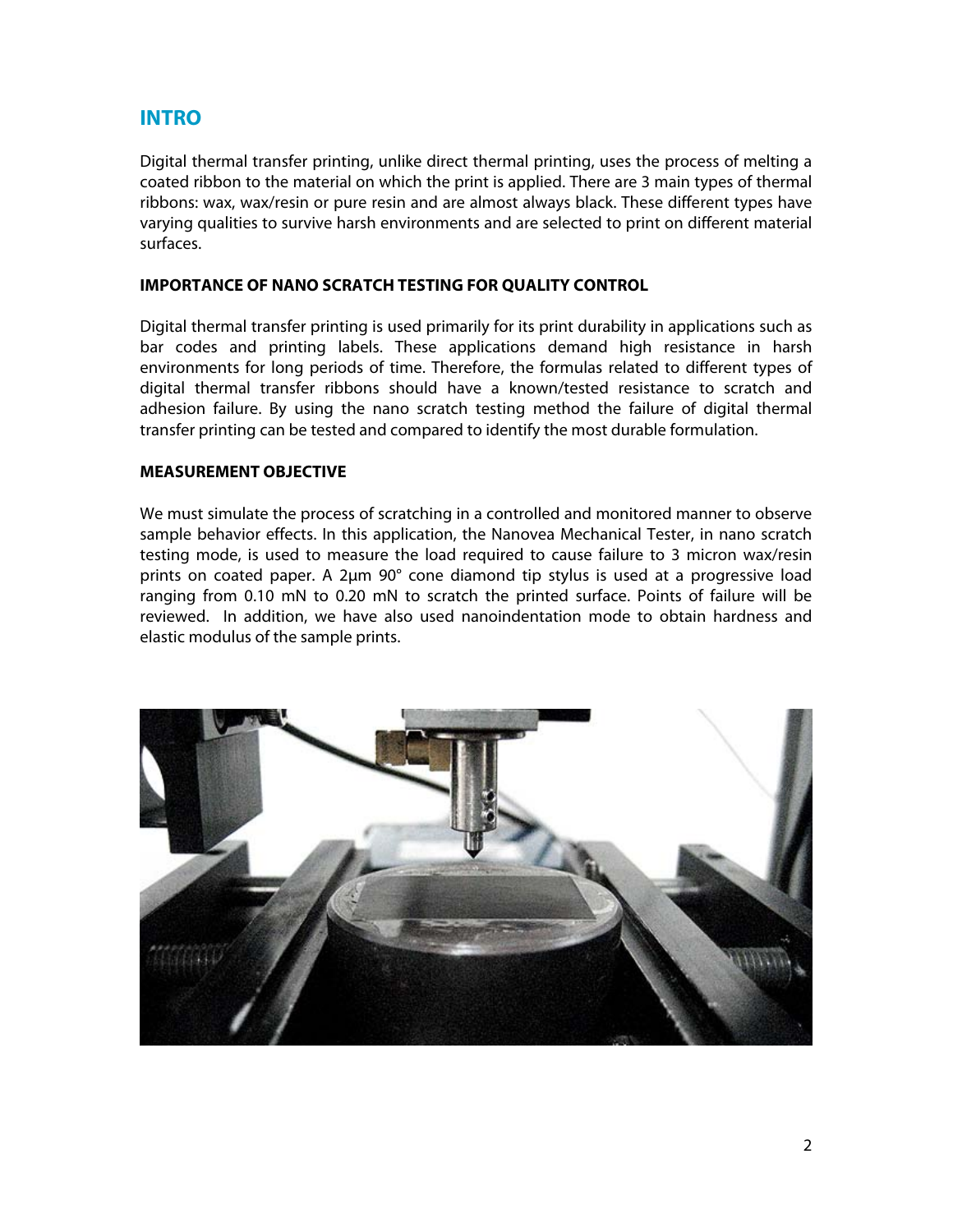## INTRO

Digital thermal transfer printing, unlike direct thermal printing, uses the process of melting a coated ribbon to the material on which the print is applied. There are 3 main types of thermal ribbons: wax, wax/resin or pure resin and are almost always black. These different types have varying qualities to survive harsh environments and are selected to print on different material surfaces.

### IMPORTANCE OF NANO SCRATCH TESTING FOR QUALITY CONTROL

Digital thermal transfer printing is used primarily for its print durability in applications such as bar codes and printing labels. These applications demand high resistance in harsh environments for long periods of time. Therefore, the formulas related to different types of digital thermal transfer ribbons should have a known/tested resistance to scratch and adhesion failure. By using the nano scratch testing method the failure of digital thermal transfer printing can be tested and compared to identify the most durable formulation.

### MEASUREMENT OBJECTIVE

We must simulate the process of scratching in a controlled and monitored manner to observe sample behavior effects. In this application, the Nanovea Mechanical Tester, in nano scratch testing mode, is used to measure the load required to cause failure to 3 micron wax/resin prints on coated paper. A 2µm 90° cone diamond tip stylus is used at a progressive load ranging from 0.10 mN to 0.20 mN to scratch the printed surface. Points of failure will be reviewed. In addition, we have also used nanoindentation mode to obtain hardness and elastic modulus of the sample prints.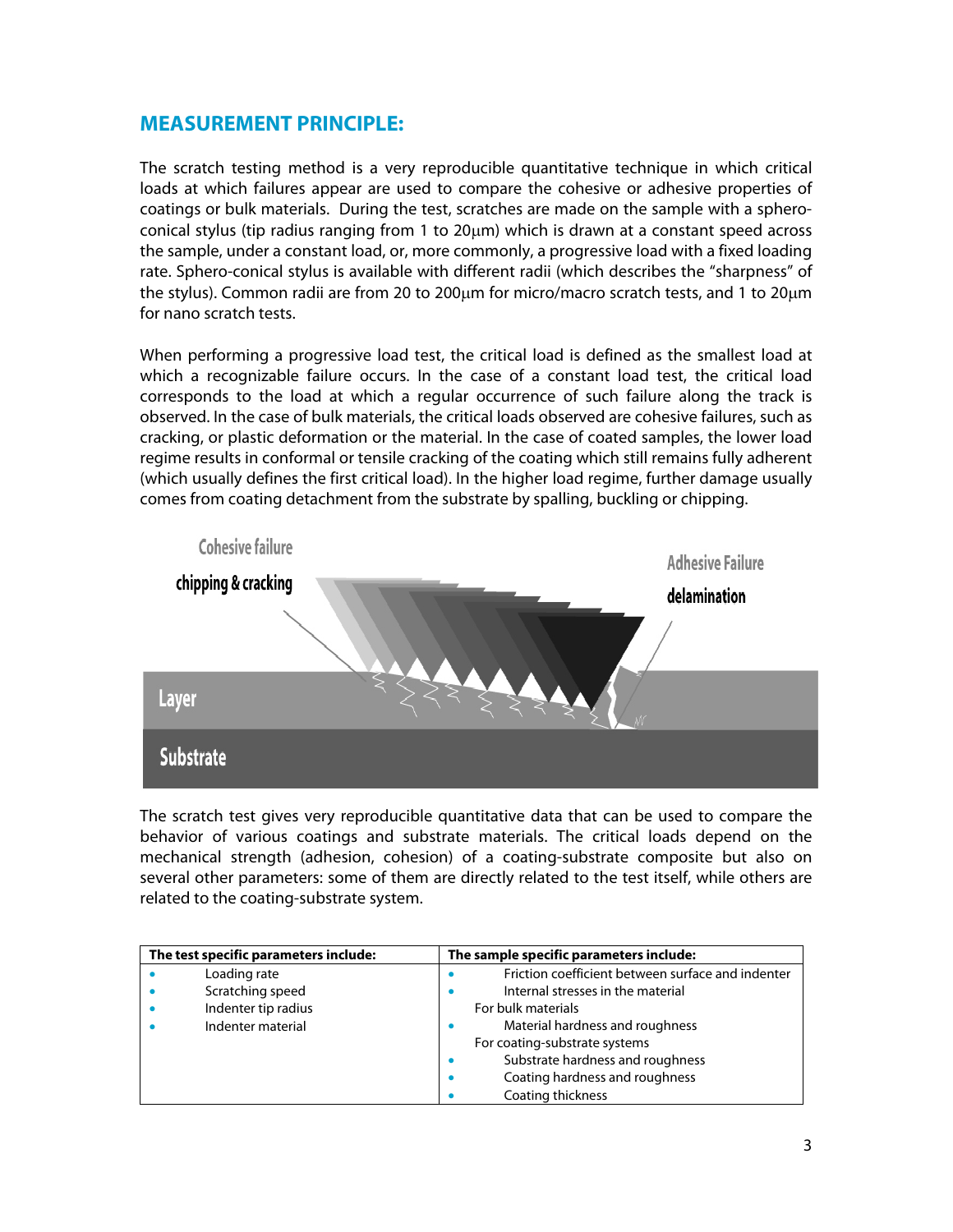## MEASUREMENT PRINCIPLE:

The scratch testing method is a very reproducible quantitative technique in which critical loads at which failures appear are used to compare the cohesive or adhesive properties of coatings or bulk materials. During the test, scratches are made on the sample with a sphero-conical stylus (tip radius ranging from 1 to 20μm) which is drawn at a constant speed across the sample, under a constant load, or, more commonly, a progressive load with a fixed loading rate. Sphero-conical stylus is available with different radii (which describes the "sharpness" of the stylus). Common radii are from 20 to 200μm for micro/macro scratch tests, and 1 to 20μm for nano scratch tests.

When performing a progressive load test, the critical load is defined as the smallest load at which a recognizable failure occurs. In the case of a constant load test, the critical load corresponds to the load at which a regular occurrence of such failure along the track is observed. In the case of bulk materials, the critical loads observed are cohesive failures, such as cracking, or plastic deformation or the material. In the case of coated samples, the lower load regime results in conformal or tensile cracking of the coating which still remains fully adherent (which usually defines the first critical load). In the higher load regime, further damage usually comes from coating detachment from the substrate by spalling, buckling or chipping.

Cohesive failure

chipping & cracking

Adhesive Failure

delamination

Layer

Substrate

The scratch test gives very reproducible quantitative data that can be used to compare the behavior of various coatings and substrate materials. The critical loads depend on the mechanical strength (adhesion, cohesion) of a coating-substrate composite but also on several other parameters: some of them are directly related to the test itself, while others are related to the coating-substrate system.

| The test specific parameters include: | The sample specific parameters include: |
|---|---|
| • Loading rate | • Friction coefficient between surface and indenter |
| • Scratching speed | • Internal stresses in the material |
| • Indenter tip radius | For bulk materials |
| • Indenter material | • Material hardness and roughness |
| | For coating-substrate systems |
| | • Substrate hardness and roughness |
| | • Coating hardness and roughness |
| | • Coating thickness |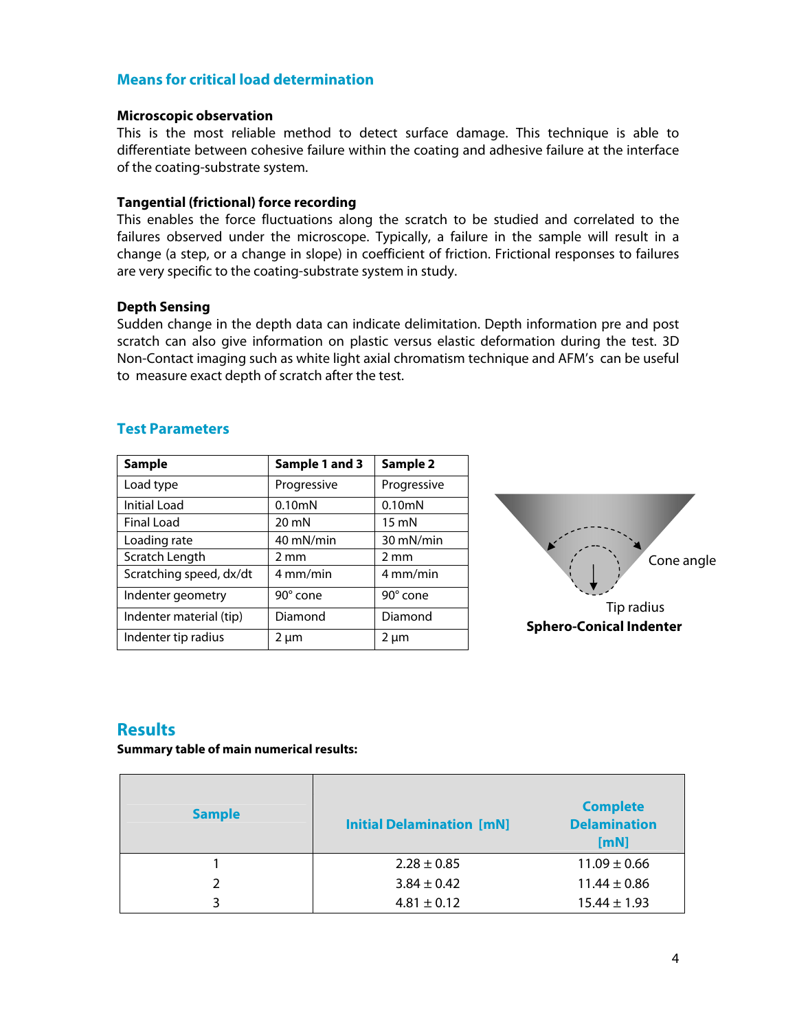## Means for critical load determination

**Microscopic observation**

This is the most reliable method to detect surface damage. This technique is able to differentiate between cohesive failure within the coating and adhesive failure at the interface of the coating-substrate system.

**Tangential (frictional) force recording**

This enables the force fluctuations along the scratch to be studied and correlated to the failures observed under the microscope. Typically, a failure in the sample will result in a change (a step, or a change in slope) in coefficient of friction. Frictional responses to failures are very specific to the coating-substrate system in study.

**Depth Sensing**

Sudden change in the depth data can indicate delimitation. Depth information pre and post scratch can also give information on plastic versus elastic deformation during the test. 3D Non-Contact imaging such as white light axial chromatism technique and AFM's can be useful to measure exact depth of scratch after the test.

## Test Parameters

| Sample | Sample 1 and 3 | Sample 2 |
|---|---|---|
| Load type | Progressive | Progressive |
| Initial Load | 0.10mN | 0.10mN |
| Final Load | 20 mN | 15 mN |
| Loading rate | 40 mN/min | 30 mN/min |
| Scratch Length | 2 mm | 2 mm |
| Scratching speed, dx/dt | 4 mm/min | 4 mm/min |
| Indenter geometry | 90° cone | 90° cone |
| Indenter material (tip) | Diamond | Diamond |
| Indenter tip radius | 2 µm | 2 µm |

Cone angle

Tip radius

**Sphero-Conical Indenter**

## Results

**Summary table of main numerical results:**

| Sample | Initial Delamination [mN] | Complete Delamination [mN] |
|---|---|---|
| 1 | 2.28 ± 0.85 | 11.09 ± 0.66 |
| 2 | 3.84 ± 0.42 | 11.44 ± 0.86 |
| 3 | 4.81 ± 0.12 | 15.44 ± 1.93 |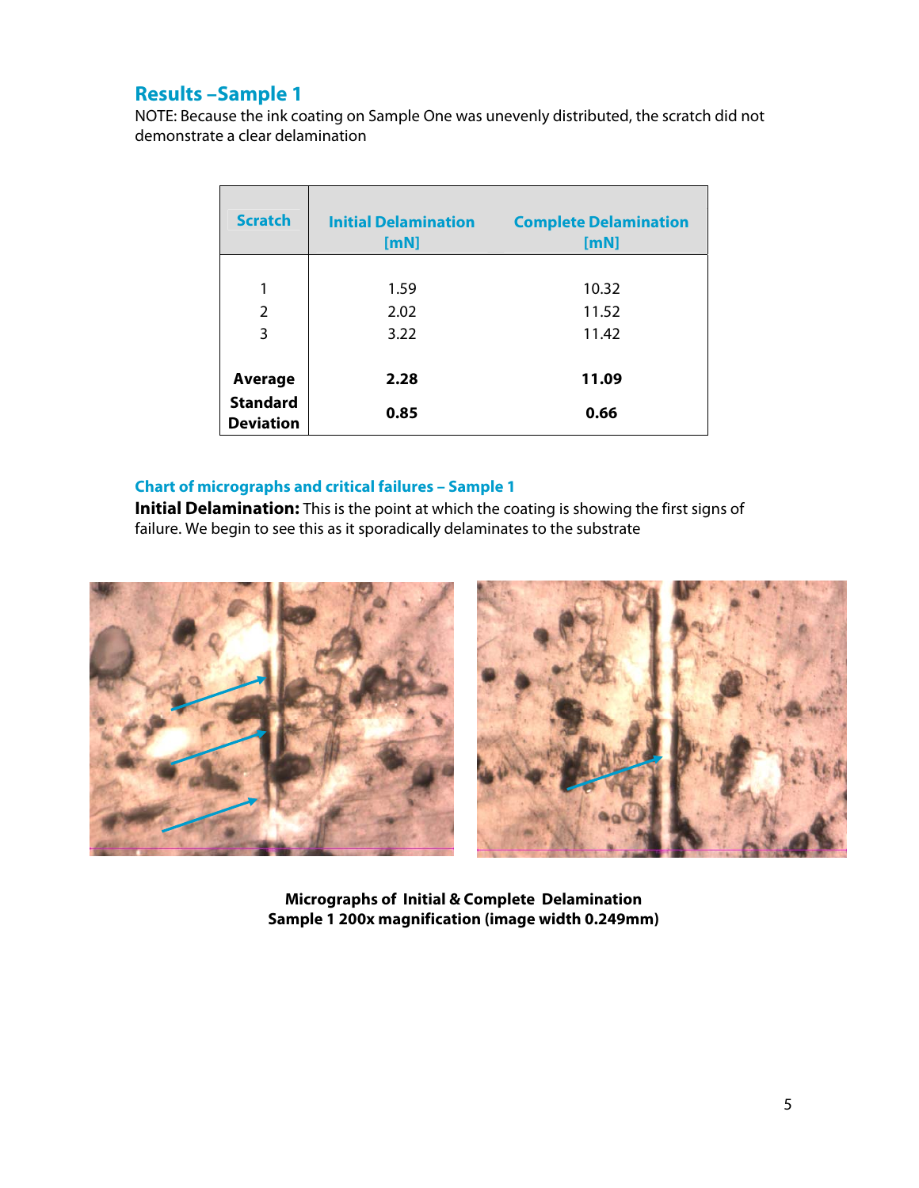## Results –Sample 1

NOTE: Because the ink coating on Sample One was unevenly distributed, the scratch did not demonstrate a clear delamination

| Scratch | Initial Delamination [mN] | Complete Delamination [mN] |
|---|---|---|
| 1 | 1.59 | 10.32 |
| 2 | 2.02 | 11.52 |
| 3 | 3.22 | 11.42 |
| **Average** | **2.28** | **11.09** |
| **Standard Deviation** | **0.85** | **0.66** |

### Chart of micrographs and critical failures – Sample 1

**Initial Delamination:** This is the point at which the coating is showing the first signs of failure. We begin to see this as it sporadically delaminates to the substrate

**Micrographs of Initial & Complete Delamination**
**Sample 1 200x magnification (image width 0.249mm)**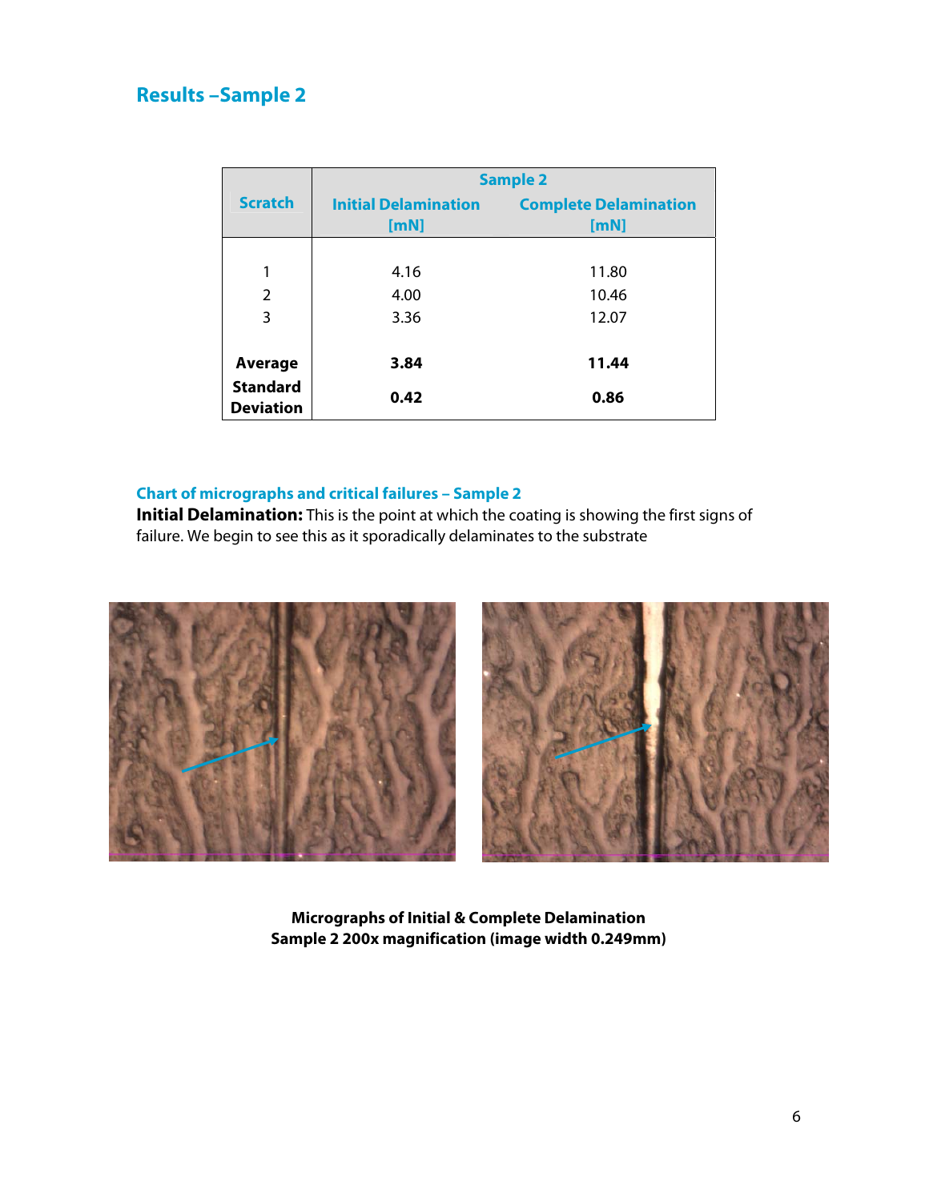## Results – Sample 2

| Scratch | Sample 2 | |
|---|---|---|
| | Initial Delamination [mN] | Complete Delamination [mN] |
| 1 | 4.16 | 11.80 |
| 2 | 4.00 | 10.46 |
| 3 | 3.36 | 12.07 |
| **Average** | **3.84** | **11.44** |
| **Standard Deviation** | **0.42** | **0.86** |

### Chart of micrographs and critical failures – Sample 2

**Initial Delamination:** This is the point at which the coating is showing the first signs of failure. We begin to see this as it sporadically delaminates to the substrate

**Micrographs of Initial & Complete Delamination**
**Sample 2 200x magnification (image width 0.249mm)**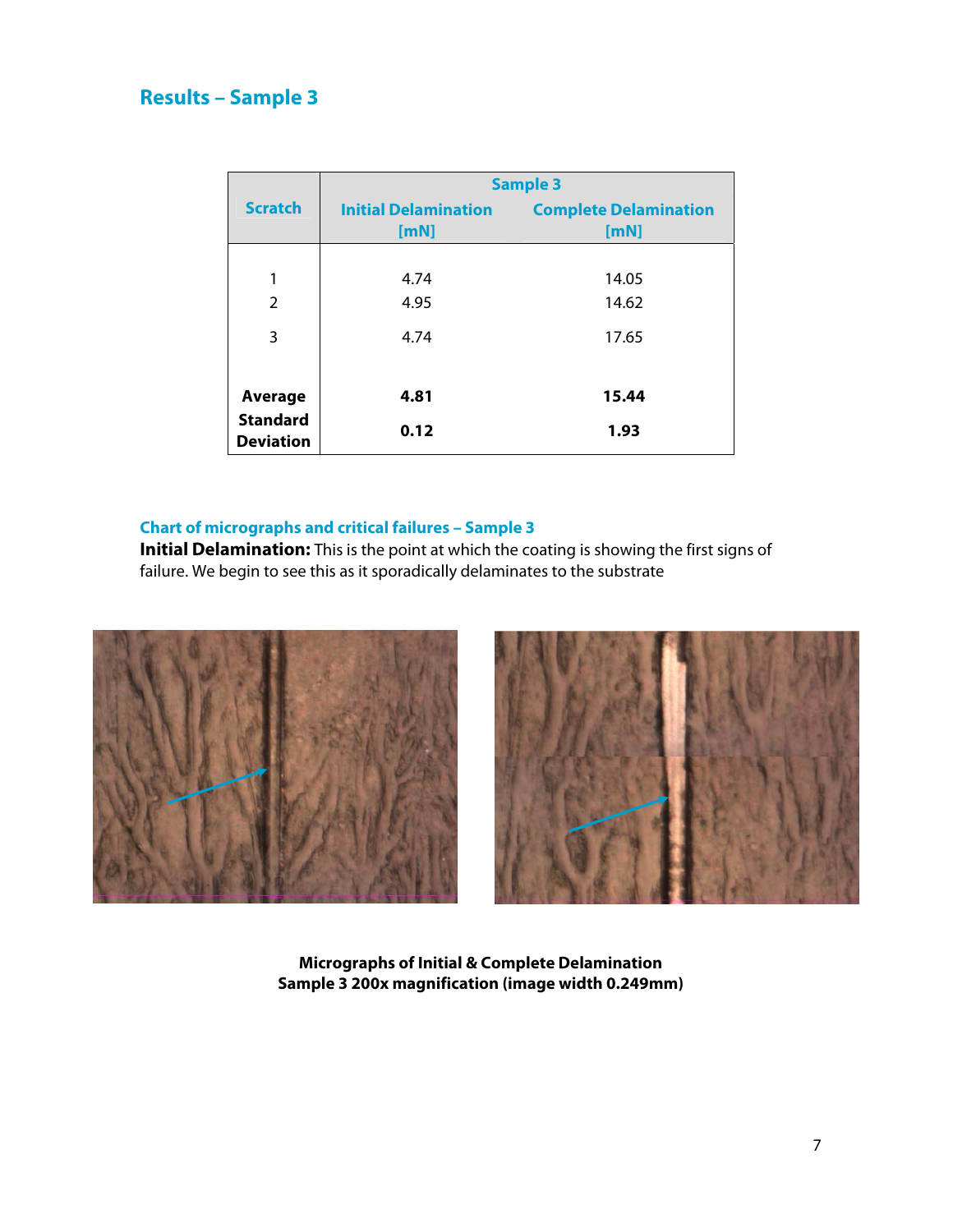## Results – Sample 3

| Scratch | Sample 3 | |
|---|---|---|
| | Initial Delamination [mN] | Complete Delamination [mN] |
| 1 | 4.74 | 14.05 |
| 2 | 4.95 | 14.62 |
| 3 | 4.74 | 17.65 |
| **Average** | **4.81** | **15.44** |
| **Standard Deviation** | **0.12** | **1.93** |

### Chart of micrographs and critical failures – Sample 3

**Initial Delamination:** This is the point at which the coating is showing the first signs of failure. We begin to see this as it sporadically delaminates to the substrate

**Micrographs of Initial & Complete Delamination**
**Sample 3 200x magnification (image width 0.249mm)**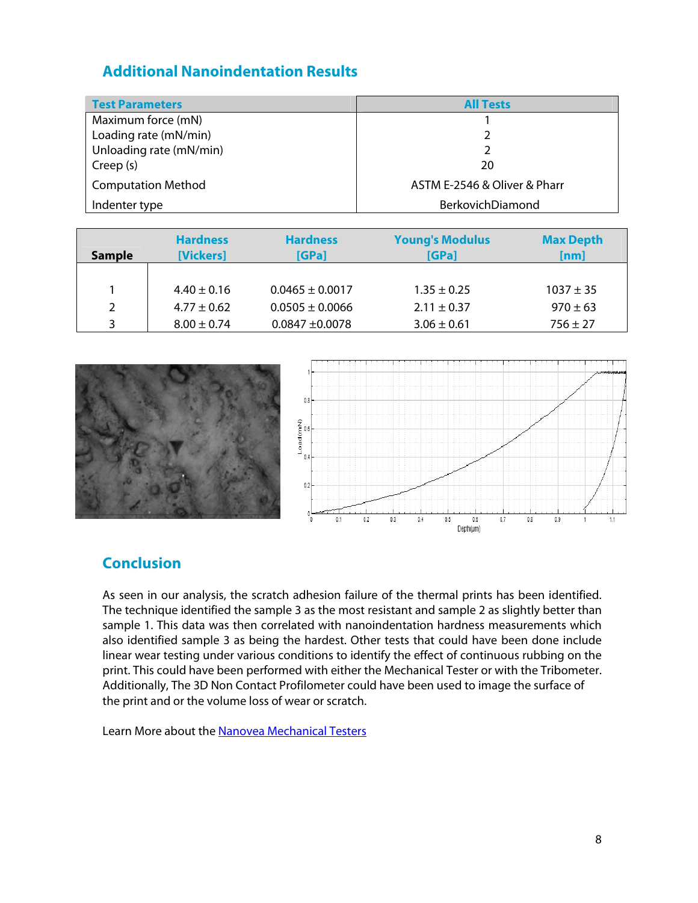## Additional Nanoindentation Results

| Test Parameters | All Tests |
|---|---|
| Maximum force (mN) | 1 |
| Loading rate (mN/min) | 2 |
| Unloading rate (mN/min) | 2 |
| Creep (s) | 20 |
| Computation Method | ASTM E-2546 & Oliver & Pharr |
| Indenter type | BerkovichDiamond |

| Sample | Hardness [Vickers] | Hardness [GPa] | Young's Modulus [GPa] | Max Depth [nm] |
|---|---|---|---|---|
| 1 | 4.40 ± 0.16 | 0.0465 ± 0.0017 | 1.35 ± 0.25 | 1037 ± 35 |
| 2 | 4.77 ± 0.62 | 0.0505 ± 0.0066 | 2.11 ± 0.37 | 970 ± 63 |
| 3 | 8.00 ± 0.74 | 0.0847 ±0.0078 | 3.06 ± 0.61 | 756 ± 27 |

Load(mN)
1
0.8
0.6
0.4
0.2
0
0 0.1 0.2 0.3 0.4 0.5 0.6 0.7 0.8 0.9 1 1.1
Depth(um)

## Conclusion

As seen in our analysis, the scratch adhesion failure of the thermal prints has been identified. The technique identified the sample 3 as the most resistant and sample 2 as slightly better than sample 1. This data was then correlated with nanoindentation hardness measurements which also identified sample 3 as being the hardest. Other tests that could have been done include linear wear testing under various conditions to identify the effect of continuous rubbing on the print. This could have been performed with either the Mechanical Tester or with the Tribometer. Additionally, The 3D Non Contact Profilometer could have been used to image the surface of the print and or the volume loss of wear or scratch.

Learn More about the Nanovea Mechanical Testers